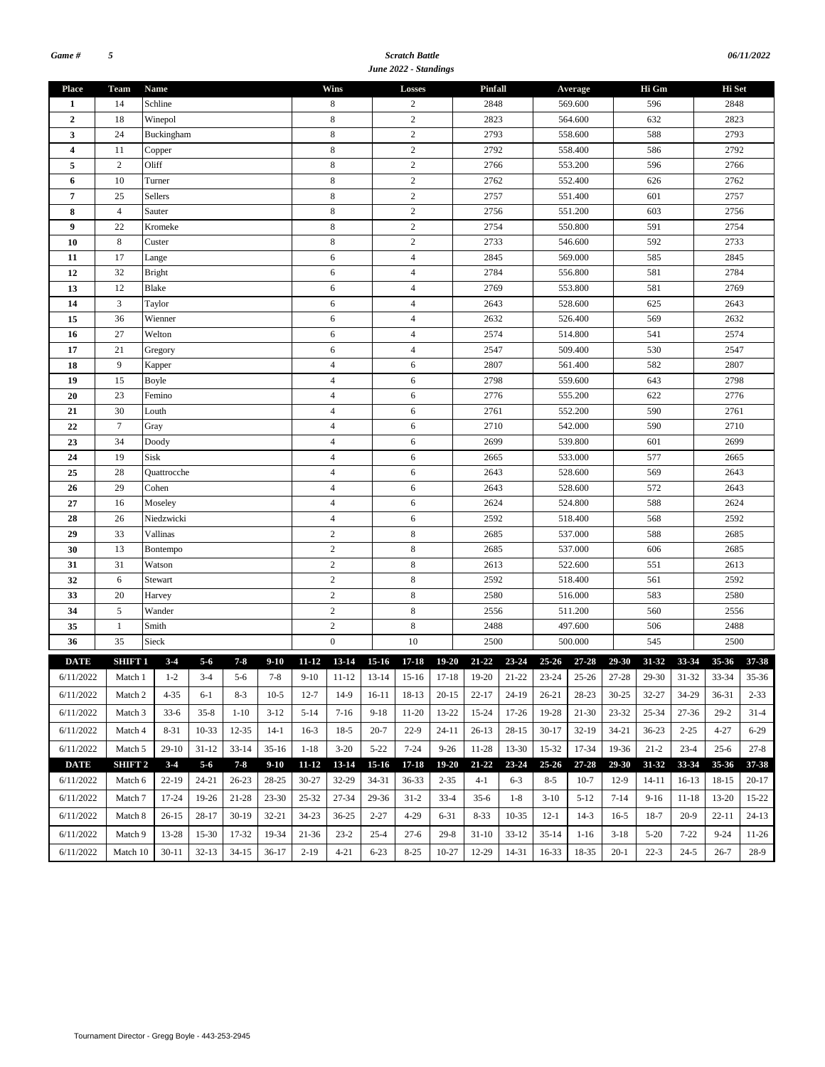*Game #* *5*

***Scratch Battle***

***June 2022 - Standings***

*06/11/2022*

| Place | Team | Name | Wins | Losses | Pinfall | Average | Hi Gm | Hi Set |
|---|---|---|---|---|---|---|---|---|
| **1** | 14 | Schline | 8 | 2 | 2848 | 569.600 | 596 | 2848 |
| **2** | 18 | Winepol | 8 | 2 | 2823 | 564.600 | 632 | 2823 |
| **3** | 24 | Buckingham | 8 | 2 | 2793 | 558.600 | 588 | 2793 |
| **4** | 11 | Copper | 8 | 2 | 2792 | 558.400 | 586 | 2792 |
| **5** | 2 | Oliff | 8 | 2 | 2766 | 553.200 | 596 | 2766 |
| **6** | 10 | Turner | 8 | 2 | 2762 | 552.400 | 626 | 2762 |
| **7** | 25 | Sellers | 8 | 2 | 2757 | 551.400 | 601 | 2757 |
| **8** | 4 | Sauter | 8 | 2 | 2756 | 551.200 | 603 | 2756 |
| **9** | 22 | Kromeke | 8 | 2 | 2754 | 550.800 | 591 | 2754 |
| **10** | 8 | Custer | 8 | 2 | 2733 | 546.600 | 592 | 2733 |
| **11** | 17 | Lange | 6 | 4 | 2845 | 569.000 | 585 | 2845 |
| **12** | 32 | Bright | 6 | 4 | 2784 | 556.800 | 581 | 2784 |
| **13** | 12 | Blake | 6 | 4 | 2769 | 553.800 | 581 | 2769 |
| **14** | 3 | Taylor | 6 | 4 | 2643 | 528.600 | 625 | 2643 |
| **15** | 36 | Wienner | 6 | 4 | 2632 | 526.400 | 569 | 2632 |
| **16** | 27 | Welton | 6 | 4 | 2574 | 514.800 | 541 | 2574 |
| **17** | 21 | Gregory | 6 | 4 | 2547 | 509.400 | 530 | 2547 |
| **18** | 9 | Kapper | 4 | 6 | 2807 | 561.400 | 582 | 2807 |
| **19** | 15 | Boyle | 4 | 6 | 2798 | 559.600 | 643 | 2798 |
| **20** | 23 | Femino | 4 | 6 | 2776 | 555.200 | 622 | 2776 |
| **21** | 30 | Louth | 4 | 6 | 2761 | 552.200 | 590 | 2761 |
| **22** | 7 | Gray | 4 | 6 | 2710 | 542.000 | 590 | 2710 |
| **23** | 34 | Doody | 4 | 6 | 2699 | 539.800 | 601 | 2699 |
| **24** | 19 | Sisk | 4 | 6 | 2665 | 533.000 | 577 | 2665 |
| **25** | 28 | Quattrocche | 4 | 6 | 2643 | 528.600 | 569 | 2643 |
| **26** | 29 | Cohen | 4 | 6 | 2643 | 528.600 | 572 | 2643 |
| **27** | 16 | Moseley | 4 | 6 | 2624 | 524.800 | 588 | 2624 |
| **28** | 26 | Niedzwicki | 4 | 6 | 2592 | 518.400 | 568 | 2592 |
| **29** | 33 | Vallinas | 2 | 8 | 2685 | 537.000 | 588 | 2685 |
| **30** | 13 | Bontempo | 2 | 8 | 2685 | 537.000 | 606 | 2685 |
| **31** | 31 | Watson | 2 | 8 | 2613 | 522.600 | 551 | 2613 |
| **32** | 6 | Stewart | 2 | 8 | 2592 | 518.400 | 561 | 2592 |
| **33** | 20 | Harvey | 2 | 8 | 2580 | 516.000 | 583 | 2580 |
| **34** | 5 | Wander | 2 | 8 | 2556 | 511.200 | 560 | 2556 |
| **35** | 1 | Smith | 2 | 8 | 2488 | 497.600 | 506 | 2488 |
| **36** | 35 | Sieck | 0 | 10 | 2500 | 500.000 | 545 | 2500 |

| DATE | SHIFT 1 | 3-4 | 5-6 | 7-8 | 9-10 | 11-12 | 13-14 | 15-16 | 17-18 | 19-20 | 21-22 | 23-24 | 25-26 | 27-28 | 29-30 | 31-32 | 33-34 | 35-36 | 37-38 |
|---|---|---|---|---|---|---|---|---|---|---|---|---|---|---|---|---|---|---|---|
| 6/11/2022 | Match 1 | 1-2 | 3-4 | 5-6 | 7-8 | 9-10 | 11-12 | 13-14 | 15-16 | 17-18 | 19-20 | 21-22 | 23-24 | 25-26 | 27-28 | 29-30 | 31-32 | 33-34 | 35-36 |
| 6/11/2022 | Match 2 | 4-35 | 6-1 | 8-3 | 10-5 | 12-7 | 14-9 | 16-11 | 18-13 | 20-15 | 22-17 | 24-19 | 26-21 | 28-23 | 30-25 | 32-27 | 34-29 | 36-31 | 2-33 |
| 6/11/2022 | Match 3 | 33-6 | 35-8 | 1-10 | 3-12 | 5-14 | 7-16 | 9-18 | 11-20 | 13-22 | 15-24 | 17-26 | 19-28 | 21-30 | 23-32 | 25-34 | 27-36 | 29-2 | 31-4 |
| 6/11/2022 | Match 4 | 8-31 | 10-33 | 12-35 | 14-1 | 16-3 | 18-5 | 20-7 | 22-9 | 24-11 | 26-13 | 28-15 | 30-17 | 32-19 | 34-21 | 36-23 | 2-25 | 4-27 | 6-29 |
| 6/11/2022 | Match 5 | 29-10 | 31-12 | 33-14 | 35-16 | 1-18 | 3-20 | 5-22 | 7-24 | 9-26 | 11-28 | 13-30 | 15-32 | 17-34 | 19-36 | 21-2 | 23-4 | 25-6 | 27-8 |
| **DATE** | **SHIFT 2** | **3-4** | **5-6** | **7-8** | **9-10** | **11-12** | **13-14** | **15-16** | **17-18** | **19-20** | **21-22** | **23-24** | **25-26** | **27-28** | **29-30** | **31-32** | **33-34** | **35-36** | **37-38** |
| 6/11/2022 | Match 6 | 22-19 | 24-21 | 26-23 | 28-25 | 30-27 | 32-29 | 34-31 | 36-33 | 2-35 | 4-1 | 6-3 | 8-5 | 10-7 | 12-9 | 14-11 | 16-13 | 18-15 | 20-17 |
| 6/11/2022 | Match 7 | 17-24 | 19-26 | 21-28 | 23-30 | 25-32 | 27-34 | 29-36 | 31-2 | 33-4 | 35-6 | 1-8 | 3-10 | 5-12 | 7-14 | 9-16 | 11-18 | 13-20 | 15-22 |
| 6/11/2022 | Match 8 | 26-15 | 28-17 | 30-19 | 32-21 | 34-23 | 36-25 | 2-27 | 4-29 | 6-31 | 8-33 | 10-35 | 12-1 | 14-3 | 16-5 | 18-7 | 20-9 | 22-11 | 24-13 |
| 6/11/2022 | Match 9 | 13-28 | 15-30 | 17-32 | 19-34 | 21-36 | 23-2 | 25-4 | 27-6 | 29-8 | 31-10 | 33-12 | 35-14 | 1-16 | 3-18 | 5-20 | 7-22 | 9-24 | 11-26 |
| 6/11/2022 | Match 10 | 30-11 | 32-13 | 34-15 | 36-17 | 2-19 | 4-21 | 6-23 | 8-25 | 10-27 | 12-29 | 14-31 | 16-33 | 18-35 | 20-1 | 22-3 | 24-5 | 26-7 | 28-9 |

Tournament Director - Gregg Boyle - 443-253-2945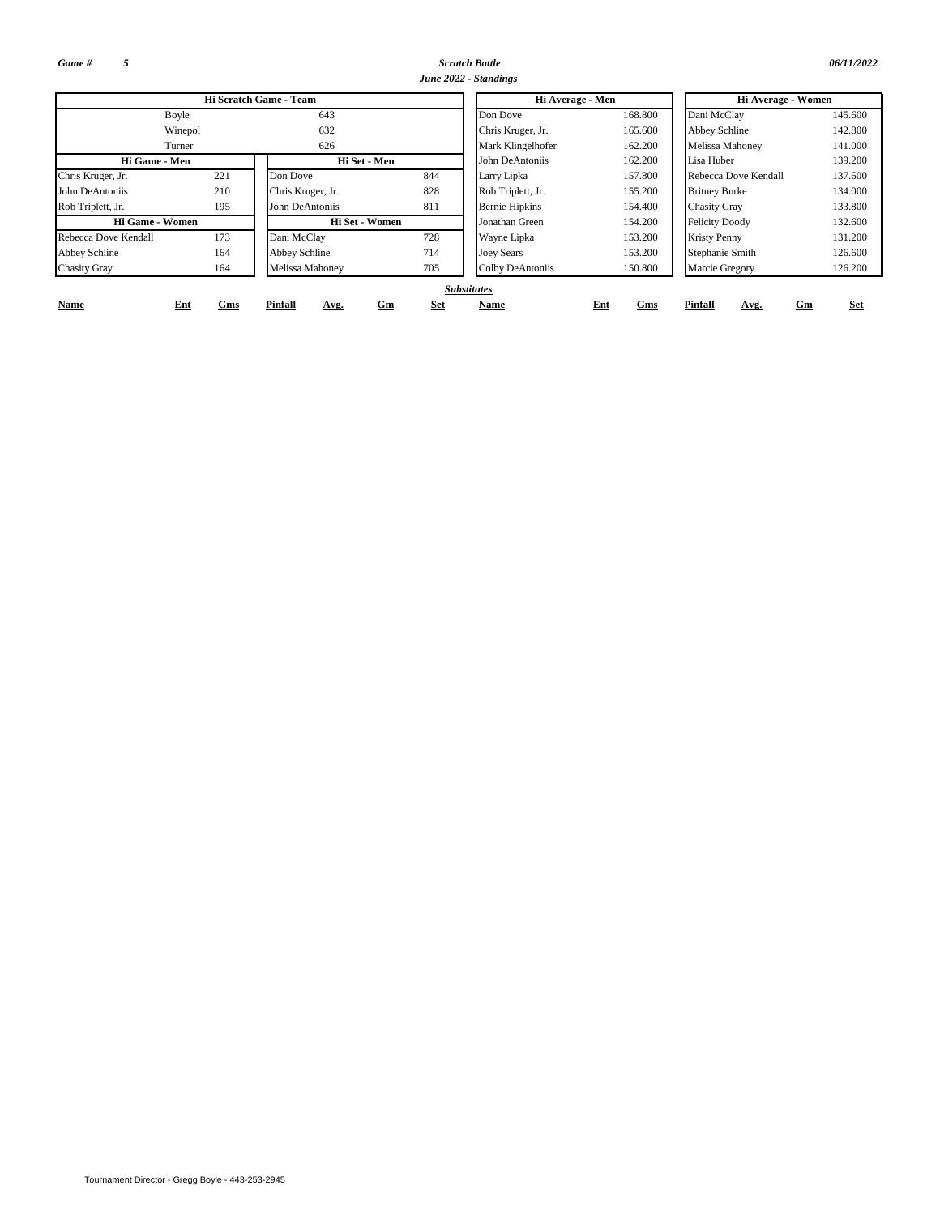**Game # 5**

***Scratch Battle***

***June 2022 - Standings***

***06/11/2022***

| Hi Scratch Game - Team | |
|---|---|
| Boyle | 643 |
| Winepol | 632 |
| Turner | 626 |

| Hi Game - Men | |
|---|---|
| Chris Kruger, Jr. | 221 |
| John DeAntoniis | 210 |
| Rob Triplett, Jr. | 195 |

| Hi Set - Men | |
|---|---|
| Don Dove | 844 |
| Chris Kruger, Jr. | 828 |
| John DeAntoniis | 811 |

| Hi Game - Women | |
|---|---|
| Rebecca Dove Kendall | 173 |
| Abbey Schline | 164 |
| Chasity Gray | 164 |

| Hi Set - Women | |
|---|---|
| Dani McClay | 728 |
| Abbey Schline | 714 |
| Melissa Mahoney | 705 |

| Hi Average - Men | |
|---|---|
| Don Dove | 168.800 |
| Chris Kruger, Jr. | 165.600 |
| Mark Klingelhofer | 162.200 |
| John DeAntoniis | 162.200 |
| Larry Lipka | 157.800 |
| Rob Triplett, Jr. | 155.200 |
| Bernie Hipkins | 154.400 |
| Jonathan Green | 154.200 |
| Wayne Lipka | 153.200 |
| Joey Sears | 153.200 |
| Colby DeAntoniis | 150.800 |

| Hi Average - Women | |
|---|---|
| Dani McClay | 145.600 |
| Abbey Schline | 142.800 |
| Melissa Mahoney | 141.000 |
| Lisa Huber | 139.200 |
| Rebecca Dove Kendall | 137.600 |
| Britney Burke | 134.000 |
| Chasity Gray | 133.800 |
| Felicity Doody | 132.600 |
| Kristy Penny | 131.200 |
| Stephanie Smith | 126.600 |
| Marcie Gregory | 126.200 |

***Substitutes***

| Name | Ent | Gms | Pinfall | Avg. | Gm | Set | Name | Ent | Gms | Pinfall | Avg. | Gm | Set |
|---|---|---|---|---|---|---|---|---|---|---|---|---|---|

Tournament Director - Gregg Boyle - 443-253-2945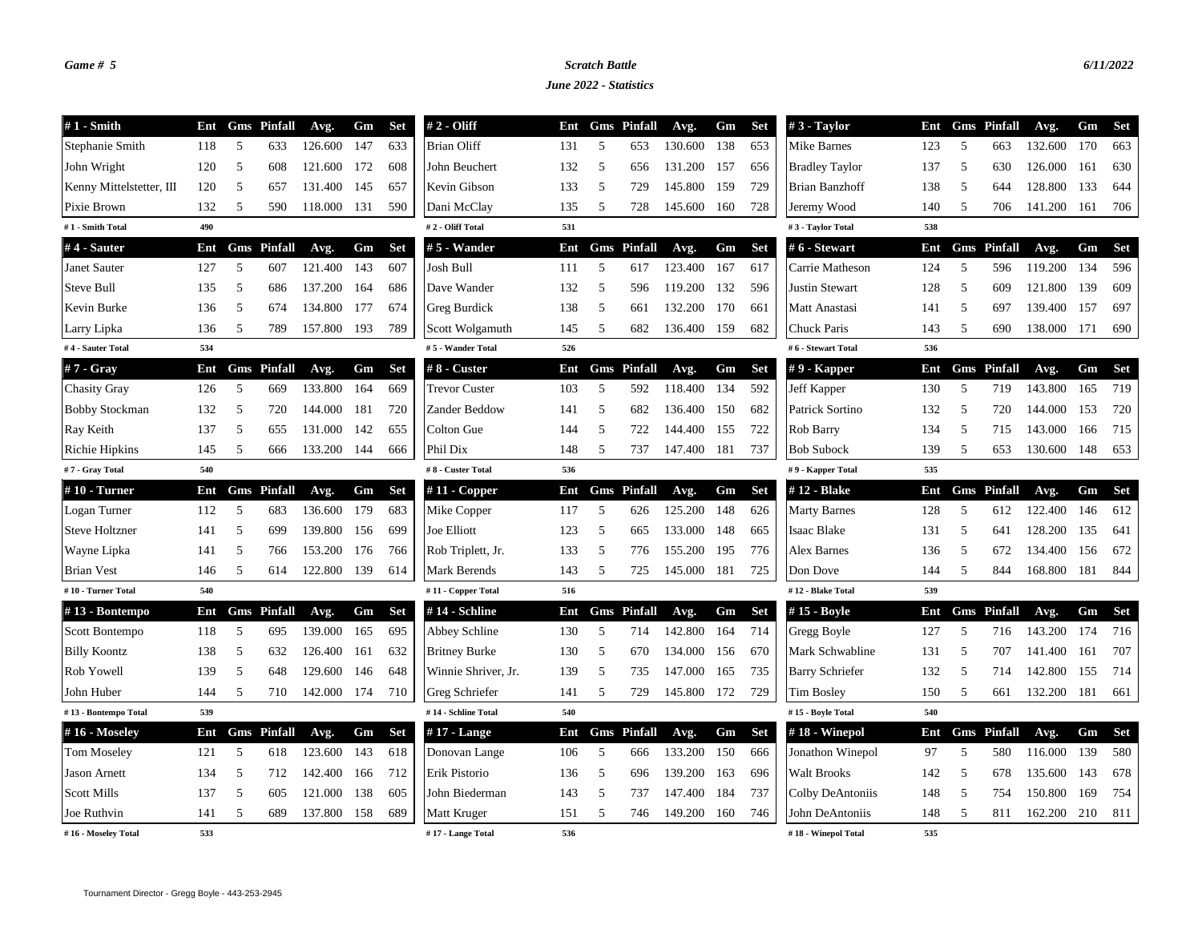Game # 5

## Scratch Battle

### June 2022 - Statistics

6/11/2022

| # 1 - Smith | Ent | Gms | Pinfall | Avg. | Gm | Set |
|---|---|---|---|---|---|---|
| Stephanie Smith | 118 | 5 | 633 | 126.600 | 147 | 633 |
| John Wright | 120 | 5 | 608 | 121.600 | 172 | 608 |
| Kenny Mittelstetter, III | 120 | 5 | 657 | 131.400 | 145 | 657 |
| Pixie Brown | 132 | 5 | 590 | 118.000 | 131 | 590 |
| # 1 - Smith Total | 490 | | | | | |

| # 2 - Oliff | Ent | Gms | Pinfall | Avg. | Gm | Set |
|---|---|---|---|---|---|---|
| Brian Oliff | 131 | 5 | 653 | 130.600 | 138 | 653 |
| John Beuchert | 132 | 5 | 656 | 131.200 | 157 | 656 |
| Kevin Gibson | 133 | 5 | 729 | 145.800 | 159 | 729 |
| Dani McClay | 135 | 5 | 728 | 145.600 | 160 | 728 |
| # 2 - Oliff Total | 531 | | | | | |

| # 3 - Taylor | Ent | Gms | Pinfall | Avg. | Gm | Set |
|---|---|---|---|---|---|---|
| Mike Barnes | 123 | 5 | 663 | 132.600 | 170 | 663 |
| Bradley Taylor | 137 | 5 | 630 | 126.000 | 161 | 630 |
| Brian Banzhoff | 138 | 5 | 644 | 128.800 | 133 | 644 |
| Jeremy Wood | 140 | 5 | 706 | 141.200 | 161 | 706 |
| # 3 - Taylor Total | 538 | | | | | |

| # 4 - Sauter | Ent | Gms | Pinfall | Avg. | Gm | Set |
|---|---|---|---|---|---|---|
| Janet Sauter | 127 | 5 | 607 | 121.400 | 143 | 607 |
| Steve Bull | 135 | 5 | 686 | 137.200 | 164 | 686 |
| Kevin Burke | 136 | 5 | 674 | 134.800 | 177 | 674 |
| Larry Lipka | 136 | 5 | 789 | 157.800 | 193 | 789 |
| # 4 - Sauter Total | 534 | | | | | |

| # 5 - Wander | Ent | Gms | Pinfall | Avg. | Gm | Set |
|---|---|---|---|---|---|---|
| Josh Bull | 111 | 5 | 617 | 123.400 | 167 | 617 |
| Dave Wander | 132 | 5 | 596 | 119.200 | 132 | 596 |
| Greg Burdick | 138 | 5 | 661 | 132.200 | 170 | 661 |
| Scott Wolgamuth | 145 | 5 | 682 | 136.400 | 159 | 682 |
| # 5 - Wander Total | 526 | | | | | |

| # 6 - Stewart | Ent | Gms | Pinfall | Avg. | Gm | Set |
|---|---|---|---|---|---|---|
| Carrie Matheson | 124 | 5 | 596 | 119.200 | 134 | 596 |
| Justin Stewart | 128 | 5 | 609 | 121.800 | 139 | 609 |
| Matt Anastasi | 141 | 5 | 697 | 139.400 | 157 | 697 |
| Chuck Paris | 143 | 5 | 690 | 138.000 | 171 | 690 |
| # 6 - Stewart Total | 536 | | | | | |

| # 7 - Gray | Ent | Gms | Pinfall | Avg. | Gm | Set |
|---|---|---|---|---|---|---|
| Chasity Gray | 126 | 5 | 669 | 133.800 | 164 | 669 |
| Bobby Stockman | 132 | 5 | 720 | 144.000 | 181 | 720 |
| Ray Keith | 137 | 5 | 655 | 131.000 | 142 | 655 |
| Richie Hipkins | 145 | 5 | 666 | 133.200 | 144 | 666 |
| # 7 - Gray Total | 540 | | | | | |

| # 8 - Custer | Ent | Gms | Pinfall | Avg. | Gm | Set |
|---|---|---|---|---|---|---|
| Trevor Custer | 103 | 5 | 592 | 118.400 | 134 | 592 |
| Zander Beddow | 141 | 5 | 682 | 136.400 | 150 | 682 |
| Colton Gue | 144 | 5 | 722 | 144.400 | 155 | 722 |
| Phil Dix | 148 | 5 | 737 | 147.400 | 181 | 737 |
| # 8 - Custer Total | 536 | | | | | |

| # 9 - Kapper | Ent | Gms | Pinfall | Avg. | Gm | Set |
|---|---|---|---|---|---|---|
| Jeff Kapper | 130 | 5 | 719 | 143.800 | 165 | 719 |
| Patrick Sortino | 132 | 5 | 720 | 144.000 | 153 | 720 |
| Rob Barry | 134 | 5 | 715 | 143.000 | 166 | 715 |
| Bob Subock | 139 | 5 | 653 | 130.600 | 148 | 653 |
| # 9 - Kapper Total | 535 | | | | | |

| # 10 - Turner | Ent | Gms | Pinfall | Avg. | Gm | Set |
|---|---|---|---|---|---|---|
| Logan Turner | 112 | 5 | 683 | 136.600 | 179 | 683 |
| Steve Holtzner | 141 | 5 | 699 | 139.800 | 156 | 699 |
| Wayne Lipka | 141 | 5 | 766 | 153.200 | 176 | 766 |
| Brian Vest | 146 | 5 | 614 | 122.800 | 139 | 614 |
| # 10 - Turner Total | 540 | | | | | |

| # 11 - Copper | Ent | Gms | Pinfall | Avg. | Gm | Set |
|---|---|---|---|---|---|---|
| Mike Copper | 117 | 5 | 626 | 125.200 | 148 | 626 |
| Joe Elliott | 123 | 5 | 665 | 133.000 | 148 | 665 |
| Rob Triplett, Jr. | 133 | 5 | 776 | 155.200 | 195 | 776 |
| Mark Berends | 143 | 5 | 725 | 145.000 | 181 | 725 |
| # 11 - Copper Total | 516 | | | | | |

| # 12 - Blake | Ent | Gms | Pinfall | Avg. | Gm | Set |
|---|---|---|---|---|---|---|
| Marty Barnes | 128 | 5 | 612 | 122.400 | 146 | 612 |
| Isaac Blake | 131 | 5 | 641 | 128.200 | 135 | 641 |
| Alex Barnes | 136 | 5 | 672 | 134.400 | 156 | 672 |
| Don Dove | 144 | 5 | 844 | 168.800 | 181 | 844 |
| # 12 - Blake Total | 539 | | | | | |

| # 13 - Bontempo | Ent | Gms | Pinfall | Avg. | Gm | Set |
|---|---|---|---|---|---|---|
| Scott Bontempo | 118 | 5 | 695 | 139.000 | 165 | 695 |
| Billy Koontz | 138 | 5 | 632 | 126.400 | 161 | 632 |
| Rob Yowell | 139 | 5 | 648 | 129.600 | 146 | 648 |
| John Huber | 144 | 5 | 710 | 142.000 | 174 | 710 |
| # 13 - Bontempo Total | 539 | | | | | |

| # 14 - Schline | Ent | Gms | Pinfall | Avg. | Gm | Set |
|---|---|---|---|---|---|---|
| Abbey Schline | 130 | 5 | 714 | 142.800 | 164 | 714 |
| Britney Burke | 130 | 5 | 670 | 134.000 | 156 | 670 |
| Winnie Shriver, Jr. | 139 | 5 | 735 | 147.000 | 165 | 735 |
| Greg Schriefer | 141 | 5 | 729 | 145.800 | 172 | 729 |
| # 14 - Schline Total | 540 | | | | | |

| # 15 - Boyle | Ent | Gms | Pinfall | Avg. | Gm | Set |
|---|---|---|---|---|---|---|
| Gregg Boyle | 127 | 5 | 716 | 143.200 | 174 | 716 |
| Mark Schwabline | 131 | 5 | 707 | 141.400 | 161 | 707 |
| Barry Schriefer | 132 | 5 | 714 | 142.800 | 155 | 714 |
| Tim Bosley | 150 | 5 | 661 | 132.200 | 181 | 661 |
| # 15 - Boyle Total | 540 | | | | | |

| # 16 - Moseley | Ent | Gms | Pinfall | Avg. | Gm | Set |
|---|---|---|---|---|---|---|
| Tom Moseley | 121 | 5 | 618 | 123.600 | 143 | 618 |
| Jason Arnett | 134 | 5 | 712 | 142.400 | 166 | 712 |
| Scott Mills | 137 | 5 | 605 | 121.000 | 138 | 605 |
| Joe Ruthvin | 141 | 5 | 689 | 137.800 | 158 | 689 |
| # 16 - Moseley Total | 533 | | | | | |

| # 17 - Lange | Ent | Gms | Pinfall | Avg. | Gm | Set |
|---|---|---|---|---|---|---|
| Donovan Lange | 106 | 5 | 666 | 133.200 | 150 | 666 |
| Erik Pistorio | 136 | 5 | 696 | 139.200 | 163 | 696 |
| John Biederman | 143 | 5 | 737 | 147.400 | 184 | 737 |
| Matt Kruger | 151 | 5 | 746 | 149.200 | 160 | 746 |
| # 17 - Lange Total | 536 | | | | | |

| # 18 - Winepol | Ent | Gms | Pinfall | Avg. | Gm | Set |
|---|---|---|---|---|---|---|
| Jonathon Winepol | 97 | 5 | 580 | 116.000 | 139 | 580 |
| Walt Brooks | 142 | 5 | 678 | 135.600 | 143 | 678 |
| Colby DeAntoniis | 148 | 5 | 754 | 150.800 | 169 | 754 |
| John DeAntoniis | 148 | 5 | 811 | 162.200 | 210 | 811 |
| # 18 - Winepol Total | 535 | | | | | |

Tournament Director - Gregg Boyle - 443-253-2945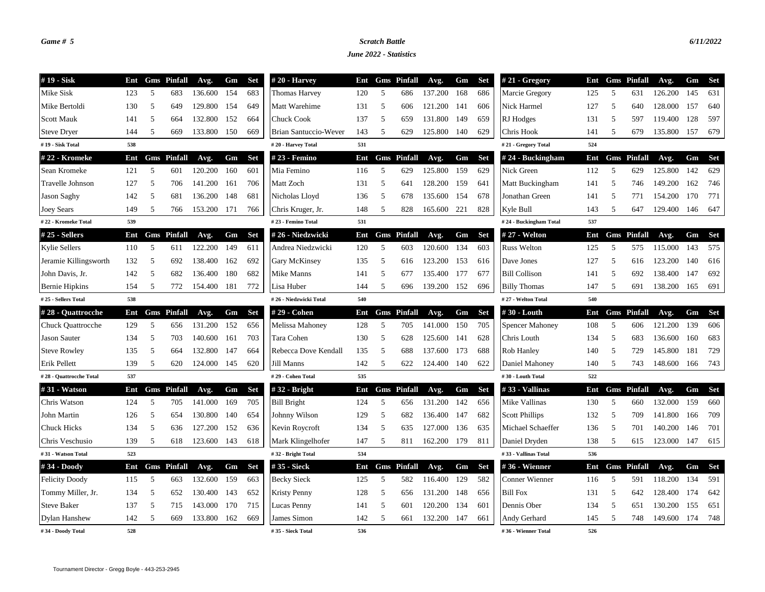**Game # 5**

***Scratch Battle***

***June 2022 - Statistics***

**6/11/2022**

| # 19 - Sisk | Ent | Gms | Pinfall | Avg. | Gm | Set |
|---|---|---|---|---|---|---|
| Mike Sisk | 123 | 5 | 683 | 136.600 | 154 | 683 |
| Mike Bertoldi | 130 | 5 | 649 | 129.800 | 154 | 649 |
| Scott Mauk | 141 | 5 | 664 | 132.800 | 152 | 664 |
| Steve Dryer | 144 | 5 | 669 | 133.800 | 150 | 669 |
| # 19 - Sisk Total | 538 | | | | | |

| # 20 - Harvey | Ent | Gms | Pinfall | Avg. | Gm | Set |
|---|---|---|---|---|---|---|
| Thomas Harvey | 120 | 5 | 686 | 137.200 | 168 | 686 |
| Matt Warehime | 131 | 5 | 606 | 121.200 | 141 | 606 |
| Chuck Cook | 137 | 5 | 659 | 131.800 | 149 | 659 |
| Brian Santuccio-Wever | 143 | 5 | 629 | 125.800 | 140 | 629 |
| # 20 - Harvey Total | 531 | | | | | |

| # 21 - Gregory | Ent | Gms | Pinfall | Avg. | Gm | Set |
|---|---|---|---|---|---|---|
| Marcie Gregory | 125 | 5 | 631 | 126.200 | 145 | 631 |
| Nick Harmel | 127 | 5 | 640 | 128.000 | 157 | 640 |
| RJ Hodges | 131 | 5 | 597 | 119.400 | 128 | 597 |
| Chris Hook | 141 | 5 | 679 | 135.800 | 157 | 679 |
| # 21 - Gregory Total | 524 | | | | | |

| # 22 - Kromeke | Ent | Gms | Pinfall | Avg. | Gm | Set |
|---|---|---|---|---|---|---|
| Sean Kromeke | 121 | 5 | 601 | 120.200 | 160 | 601 |
| Travelle Johnson | 127 | 5 | 706 | 141.200 | 161 | 706 |
| Jason Saghy | 142 | 5 | 681 | 136.200 | 148 | 681 |
| Joey Sears | 149 | 5 | 766 | 153.200 | 171 | 766 |
| # 22 - Kromeke Total | 539 | | | | | |

| # 23 - Femino | Ent | Gms | Pinfall | Avg. | Gm | Set |
|---|---|---|---|---|---|---|
| Mia Femino | 116 | 5 | 629 | 125.800 | 159 | 629 |
| Matt Zoch | 131 | 5 | 641 | 128.200 | 159 | 641 |
| Nicholas Lloyd | 136 | 5 | 678 | 135.600 | 154 | 678 |
| Chris Kruger, Jr. | 148 | 5 | 828 | 165.600 | 221 | 828 |
| # 23 - Femino Total | 531 | | | | | |

| # 24 - Buckingham | Ent | Gms | Pinfall | Avg. | Gm | Set |
|---|---|---|---|---|---|---|
| Nick Green | 112 | 5 | 629 | 125.800 | 142 | 629 |
| Matt Buckingham | 141 | 5 | 746 | 149.200 | 162 | 746 |
| Jonathan Green | 141 | 5 | 771 | 154.200 | 170 | 771 |
| Kyle Bull | 143 | 5 | 647 | 129.400 | 146 | 647 |
| # 24 - Buckingham Total | 537 | | | | | |

| # 25 - Sellers | Ent | Gms | Pinfall | Avg. | Gm | Set |
|---|---|---|---|---|---|---|
| Kylie Sellers | 110 | 5 | 611 | 122.200 | 149 | 611 |
| Jeramie Killingsworth | 132 | 5 | 692 | 138.400 | 162 | 692 |
| John Davis, Jr. | 142 | 5 | 682 | 136.400 | 180 | 682 |
| Bernie Hipkins | 154 | 5 | 772 | 154.400 | 181 | 772 |
| # 25 - Sellers Total | 538 | | | | | |

| # 26 - Niedzwicki | Ent | Gms | Pinfall | Avg. | Gm | Set |
|---|---|---|---|---|---|---|
| Andrea Niedzwicki | 120 | 5 | 603 | 120.600 | 134 | 603 |
| Gary McKinsey | 135 | 5 | 616 | 123.200 | 153 | 616 |
| Mike Manns | 141 | 5 | 677 | 135.400 | 177 | 677 |
| Lisa Huber | 144 | 5 | 696 | 139.200 | 152 | 696 |
| # 26 - Niedzwicki Total | 540 | | | | | |

| # 27 - Welton | Ent | Gms | Pinfall | Avg. | Gm | Set |
|---|---|---|---|---|---|---|
| Russ Welton | 125 | 5 | 575 | 115.000 | 143 | 575 |
| Dave Jones | 127 | 5 | 616 | 123.200 | 140 | 616 |
| Bill Collison | 141 | 5 | 692 | 138.400 | 147 | 692 |
| Billy Thomas | 147 | 5 | 691 | 138.200 | 165 | 691 |
| # 27 - Welton Total | 540 | | | | | |

| # 28 - Quattrocche | Ent | Gms | Pinfall | Avg. | Gm | Set |
|---|---|---|---|---|---|---|
| Chuck Quattrocche | 129 | 5 | 656 | 131.200 | 152 | 656 |
| Jason Sauter | 134 | 5 | 703 | 140.600 | 161 | 703 |
| Steve Rowley | 135 | 5 | 664 | 132.800 | 147 | 664 |
| Erik Pellett | 139 | 5 | 620 | 124.000 | 145 | 620 |
| # 28 - Quattrocche Total | 537 | | | | | |

| # 29 - Cohen | Ent | Gms | Pinfall | Avg. | Gm | Set |
|---|---|---|---|---|---|---|
| Melissa Mahoney | 128 | 5 | 705 | 141.000 | 150 | 705 |
| Tara Cohen | 130 | 5 | 628 | 125.600 | 141 | 628 |
| Rebecca Dove Kendall | 135 | 5 | 688 | 137.600 | 173 | 688 |
| Jill Manns | 142 | 5 | 622 | 124.400 | 140 | 622 |
| # 29 - Cohen Total | 535 | | | | | |

| # 30 - Louth | Ent | Gms | Pinfall | Avg. | Gm | Set |
|---|---|---|---|---|---|---|
| Spencer Mahoney | 108 | 5 | 606 | 121.200 | 139 | 606 |
| Chris Louth | 134 | 5 | 683 | 136.600 | 160 | 683 |
| Rob Hanley | 140 | 5 | 729 | 145.800 | 181 | 729 |
| Daniel Mahoney | 140 | 5 | 743 | 148.600 | 166 | 743 |
| # 30 - Louth Total | 522 | | | | | |

| # 31 - Watson | Ent | Gms | Pinfall | Avg. | Gm | Set |
|---|---|---|---|---|---|---|
| Chris Watson | 124 | 5 | 705 | 141.000 | 169 | 705 |
| John Martin | 126 | 5 | 654 | 130.800 | 140 | 654 |
| Chuck Hicks | 134 | 5 | 636 | 127.200 | 152 | 636 |
| Chris Veschusio | 139 | 5 | 618 | 123.600 | 143 | 618 |
| # 31 - Watson Total | 523 | | | | | |

| # 32 - Bright | Ent | Gms | Pinfall | Avg. | Gm | Set |
|---|---|---|---|---|---|---|
| Bill Bright | 124 | 5 | 656 | 131.200 | 142 | 656 |
| Johnny Wilson | 129 | 5 | 682 | 136.400 | 147 | 682 |
| Kevin Roycroft | 134 | 5 | 635 | 127.000 | 136 | 635 |
| Mark Klingelhofer | 147 | 5 | 811 | 162.200 | 179 | 811 |
| # 32 - Bright Total | 534 | | | | | |

| # 33 - Vallinas | Ent | Gms | Pinfall | Avg. | Gm | Set |
|---|---|---|---|---|---|---|
| Mike Vallinas | 130 | 5 | 660 | 132.000 | 159 | 660 |
| Scott Phillips | 132 | 5 | 709 | 141.800 | 166 | 709 |
| Michael Schaeffer | 136 | 5 | 701 | 140.200 | 146 | 701 |
| Daniel Dryden | 138 | 5 | 615 | 123.000 | 147 | 615 |
| # 33 - Vallinas Total | 536 | | | | | |

| # 34 - Doody | Ent | Gms | Pinfall | Avg. | Gm | Set |
|---|---|---|---|---|---|---|
| Felicity Doody | 115 | 5 | 663 | 132.600 | 159 | 663 |
| Tommy Miller, Jr. | 134 | 5 | 652 | 130.400 | 143 | 652 |
| Steve Baker | 137 | 5 | 715 | 143.000 | 170 | 715 |
| Dylan Hanshew | 142 | 5 | 669 | 133.800 | 162 | 669 |
| # 34 - Doody Total | 528 | | | | | |

| # 35 - Sieck | Ent | Gms | Pinfall | Avg. | Gm | Set |
|---|---|---|---|---|---|---|
| Becky Sieck | 125 | 5 | 582 | 116.400 | 129 | 582 |
| Kristy Penny | 128 | 5 | 656 | 131.200 | 148 | 656 |
| Lucas Penny | 141 | 5 | 601 | 120.200 | 134 | 601 |
| James Simon | 142 | 5 | 661 | 132.200 | 147 | 661 |
| # 35 - Sieck Total | 536 | | | | | |

| # 36 - Wienner | Ent | Gms | Pinfall | Avg. | Gm | Set |
|---|---|---|---|---|---|---|
| Conner Wienner | 116 | 5 | 591 | 118.200 | 134 | 591 |
| Bill Fox | 131 | 5 | 642 | 128.400 | 174 | 642 |
| Dennis Ober | 134 | 5 | 651 | 130.200 | 155 | 651 |
| Andy Gerhard | 145 | 5 | 748 | 149.600 | 174 | 748 |
| # 36 - Wienner Total | 526 | | | | | |

Tournament Director - Gregg Boyle - 443-253-2945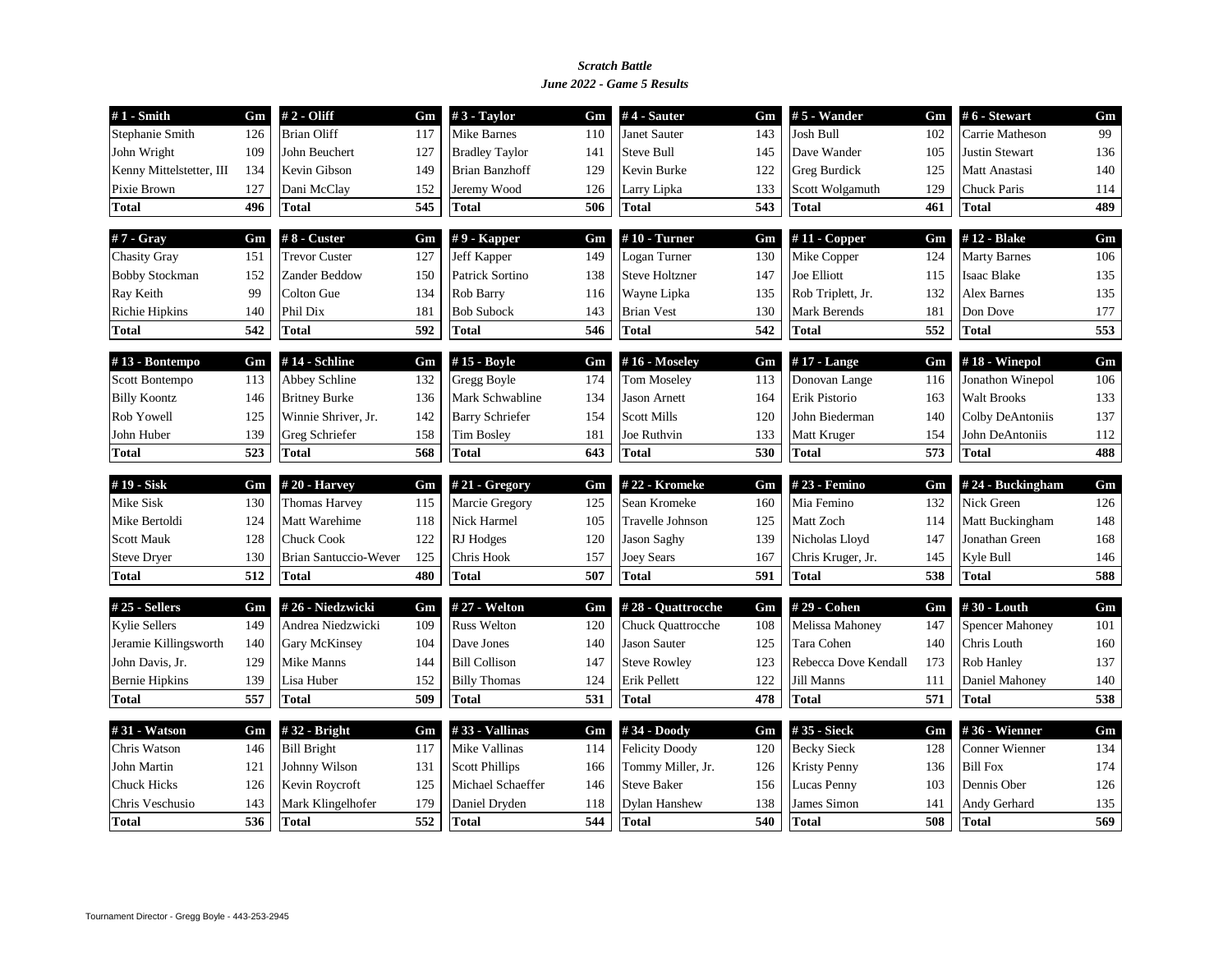***Scratch Battle***

***June 2022 - Game 5 Results***

| # 1 - Smith | Gm |
|---|---|
| Stephanie Smith | 126 |
| John Wright | 109 |
| Kenny Mittelstetter, III | 134 |
| Pixie Brown | 127 |
| **Total** | **496** |

| # 2 - Oliff | Gm |
|---|---|
| Brian Oliff | 117 |
| John Beuchert | 127 |
| Kevin Gibson | 149 |
| Dani McClay | 152 |
| **Total** | **545** |

| # 3 - Taylor | Gm |
|---|---|
| Mike Barnes | 110 |
| Bradley Taylor | 141 |
| Brian Banzhoff | 129 |
| Jeremy Wood | 126 |
| **Total** | **506** |

| # 4 - Sauter | Gm |
|---|---|
| Janet Sauter | 143 |
| Steve Bull | 145 |
| Kevin Burke | 122 |
| Larry Lipka | 133 |
| **Total** | **543** |

| # 5 - Wander | Gm |
|---|---|
| Josh Bull | 102 |
| Dave Wander | 105 |
| Greg Burdick | 125 |
| Scott Wolgamuth | 129 |
| **Total** | **461** |

| # 6 - Stewart | Gm |
|---|---|
| Carrie Matheson | 99 |
| Justin Stewart | 136 |
| Matt Anastasi | 140 |
| Chuck Paris | 114 |
| **Total** | **489** |

| # 7 - Gray | Gm |
|---|---|
| Chasity Gray | 151 |
| Bobby Stockman | 152 |
| Ray Keith | 99 |
| Richie Hipkins | 140 |
| **Total** | **542** |

| # 8 - Custer | Gm |
|---|---|
| Trevor Custer | 127 |
| Zander Beddow | 150 |
| Colton Gue | 134 |
| Phil Dix | 181 |
| **Total** | **592** |

| # 9 - Kapper | Gm |
|---|---|
| Jeff Kapper | 149 |
| Patrick Sortino | 138 |
| Rob Barry | 116 |
| Bob Subock | 143 |
| **Total** | **546** |

| # 10 - Turner | Gm |
|---|---|
| Logan Turner | 130 |
| Steve Holtzner | 147 |
| Wayne Lipka | 135 |
| Brian Vest | 130 |
| **Total** | **542** |

| # 11 - Copper | Gm |
|---|---|
| Mike Copper | 124 |
| Joe Elliott | 115 |
| Rob Triplett, Jr. | 132 |
| Mark Berends | 181 |
| **Total** | **552** |

| # 12 - Blake | Gm |
|---|---|
| Marty Barnes | 106 |
| Isaac Blake | 135 |
| Alex Barnes | 135 |
| Don Dove | 177 |
| **Total** | **553** |

| # 13 - Bontempo | Gm |
|---|---|
| Scott Bontempo | 113 |
| Billy Koontz | 146 |
| Rob Yowell | 125 |
| John Huber | 139 |
| **Total** | **523** |

| # 14 - Schline | Gm |
|---|---|
| Abbey Schline | 132 |
| Britney Burke | 136 |
| Winnie Shriver, Jr. | 142 |
| Greg Schriefer | 158 |
| **Total** | **568** |

| # 15 - Boyle | Gm |
|---|---|
| Gregg Boyle | 174 |
| Mark Schwabline | 134 |
| Barry Schriefer | 154 |
| Tim Bosley | 181 |
| **Total** | **643** |

| # 16 - Moseley | Gm |
|---|---|
| Tom Moseley | 113 |
| Jason Arnett | 164 |
| Scott Mills | 120 |
| Joe Ruthvin | 133 |
| **Total** | **530** |

| # 17 - Lange | Gm |
|---|---|
| Donovan Lange | 116 |
| Erik Pistorio | 163 |
| John Biederman | 140 |
| Matt Kruger | 154 |
| **Total** | **573** |

| # 18 - Winepol | Gm |
|---|---|
| Jonathon Winepol | 106 |
| Walt Brooks | 133 |
| Colby DeAntoniis | 137 |
| John DeAntoniis | 112 |
| **Total** | **488** |

| # 19 - Sisk | Gm |
|---|---|
| Mike Sisk | 130 |
| Mike Bertoldi | 124 |
| Scott Mauk | 128 |
| Steve Dryer | 130 |
| **Total** | **512** |

| # 20 - Harvey | Gm |
|---|---|
| Thomas Harvey | 115 |
| Matt Warehime | 118 |
| Chuck Cook | 122 |
| Brian Santuccio-Wever | 125 |
| **Total** | **480** |

| # 21 - Gregory | Gm |
|---|---|
| Marcie Gregory | 125 |
| Nick Harmel | 105 |
| RJ Hodges | 120 |
| Chris Hook | 157 |
| **Total** | **507** |

| # 22 - Kromeke | Gm |
|---|---|
| Sean Kromeke | 160 |
| Travelle Johnson | 125 |
| Jason Saghy | 139 |
| Joey Sears | 167 |
| **Total** | **591** |

| # 23 - Femino | Gm |
|---|---|
| Mia Femino | 132 |
| Matt Zoch | 114 |
| Nicholas Lloyd | 147 |
| Chris Kruger, Jr. | 145 |
| **Total** | **538** |

| # 24 - Buckingham | Gm |
|---|---|
| Nick Green | 126 |
| Matt Buckingham | 148 |
| Jonathan Green | 168 |
| Kyle Bull | 146 |
| **Total** | **588** |

| # 25 - Sellers | Gm |
|---|---|
| Kylie Sellers | 149 |
| Jeramie Killingsworth | 140 |
| John Davis, Jr. | 129 |
| Bernie Hipkins | 139 |
| **Total** | **557** |

| # 26 - Niedzwicki | Gm |
|---|---|
| Andrea Niedzwicki | 109 |
| Gary McKinsey | 104 |
| Mike Manns | 144 |
| Lisa Huber | 152 |
| **Total** | **509** |

| # 27 - Welton | Gm |
|---|---|
| Russ Welton | 120 |
| Dave Jones | 140 |
| Bill Collison | 147 |
| Billy Thomas | 124 |
| **Total** | **531** |

| # 28 - Quattrocche | Gm |
|---|---|
| Chuck Quattrocche | 108 |
| Jason Sauter | 125 |
| Steve Rowley | 123 |
| Erik Pellett | 122 |
| **Total** | **478** |

| # 29 - Cohen | Gm |
|---|---|
| Melissa Mahoney | 147 |
| Tara Cohen | 140 |
| Rebecca Dove Kendall | 173 |
| Jill Manns | 111 |
| **Total** | **571** |

| # 30 - Louth | Gm |
|---|---|
| Spencer Mahoney | 101 |
| Chris Louth | 160 |
| Rob Hanley | 137 |
| Daniel Mahoney | 140 |
| **Total** | **538** |

| # 31 - Watson | Gm |
|---|---|
| Chris Watson | 146 |
| John Martin | 121 |
| Chuck Hicks | 126 |
| Chris Veschusio | 143 |
| **Total** | **536** |

| # 32 - Bright | Gm |
|---|---|
| Bill Bright | 117 |
| Johnny Wilson | 131 |
| Kevin Roycroft | 125 |
| Mark Klingelhofer | 179 |
| **Total** | **552** |

| # 33 - Vallinas | Gm |
|---|---|
| Mike Vallinas | 114 |
| Scott Phillips | 166 |
| Michael Schaeffer | 146 |
| Daniel Dryden | 118 |
| **Total** | **544** |

| # 34 - Doody | Gm |
|---|---|
| Felicity Doody | 120 |
| Tommy Miller, Jr. | 126 |
| Steve Baker | 156 |
| Dylan Hanshew | 138 |
| **Total** | **540** |

| # 35 - Sieck | Gm |
|---|---|
| Becky Sieck | 128 |
| Kristy Penny | 136 |
| Lucas Penny | 103 |
| James Simon | 141 |
| **Total** | **508** |

| # 36 - Wienner | Gm |
|---|---|
| Conner Wienner | 134 |
| Bill Fox | 174 |
| Dennis Ober | 126 |
| Andy Gerhard | 135 |
| **Total** | **569** |

Tournament Director - Gregg Boyle - 443-253-2945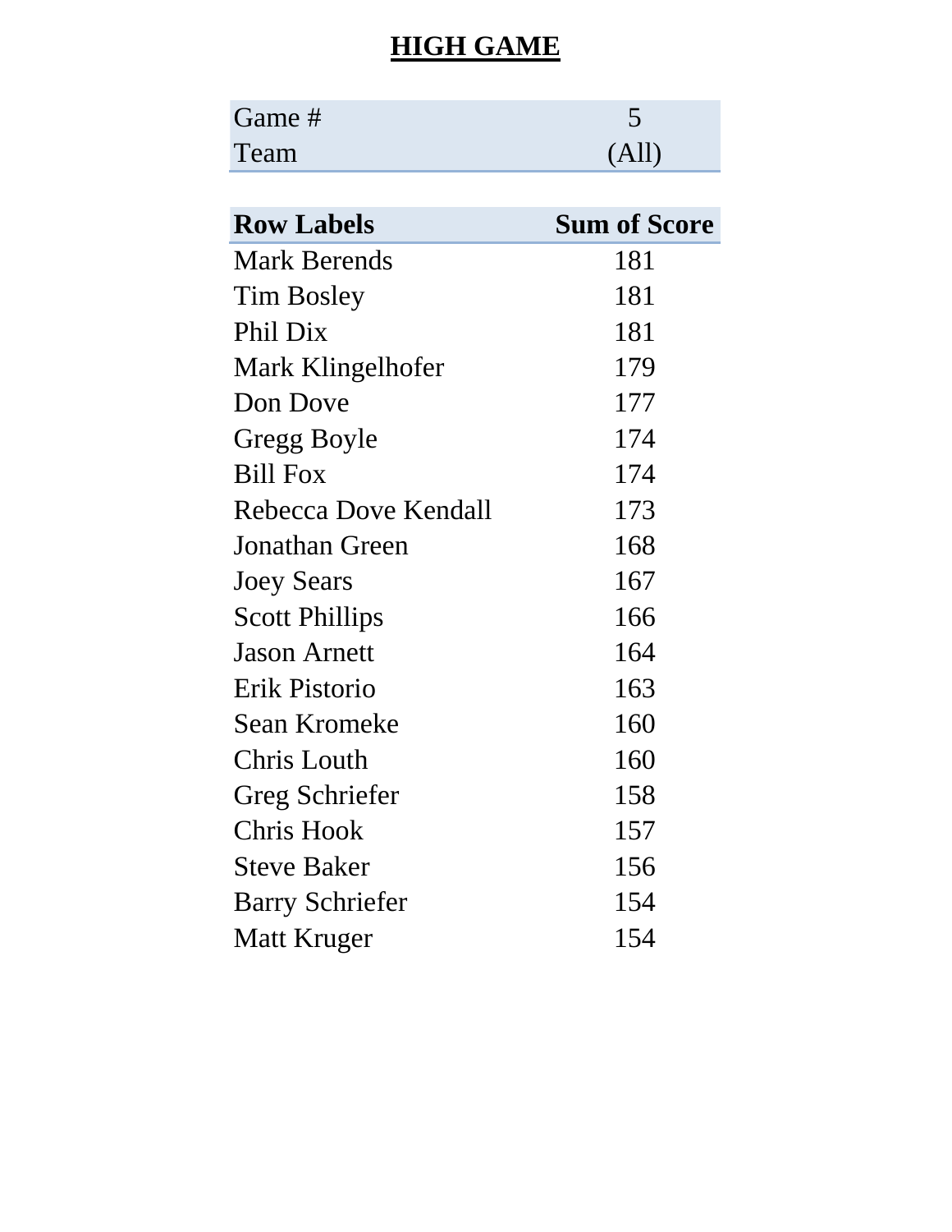# HIGH GAME

| | |
|---|---|
| Game # | 5 |
| Team | (All) |

| Row Labels | Sum of Score |
|---|---|
| Mark Berends | 181 |
| Tim Bosley | 181 |
| Phil Dix | 181 |
| Mark Klingelhofer | 179 |
| Don Dove | 177 |
| Gregg Boyle | 174 |
| Bill Fox | 174 |
| Rebecca Dove Kendall | 173 |
| Jonathan Green | 168 |
| Joey Sears | 167 |
| Scott Phillips | 166 |
| Jason Arnett | 164 |
| Erik Pistorio | 163 |
| Sean Kromeke | 160 |
| Chris Louth | 160 |
| Greg Schriefer | 158 |
| Chris Hook | 157 |
| Steve Baker | 156 |
| Barry Schriefer | 154 |
| Matt Kruger | 154 |